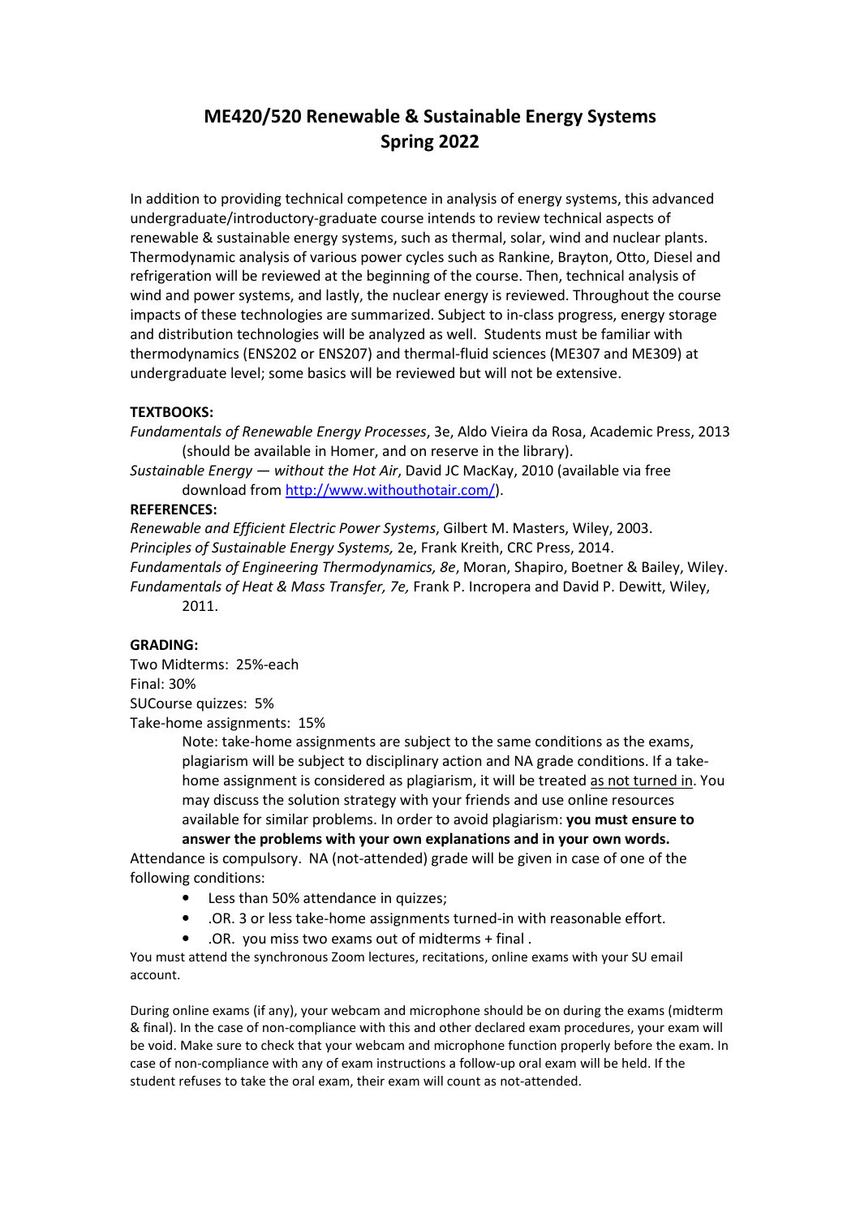# ME420/520 Renewable & Sustainable Energy Systems
# Spring 2022

In addition to providing technical competence in analysis of energy systems, this advanced undergraduate/introductory-graduate course intends to review technical aspects of renewable & sustainable energy systems, such as thermal, solar, wind and nuclear plants. Thermodynamic analysis of various power cycles such as Rankine, Brayton, Otto, Diesel and refrigeration will be reviewed at the beginning of the course. Then, technical analysis of wind and power systems, and lastly, the nuclear energy is reviewed. Throughout the course impacts of these technologies are summarized. Subject to in-class progress, energy storage and distribution technologies will be analyzed as well. Students must be familiar with thermodynamics (ENS202 or ENS207) and thermal-fluid sciences (ME307 and ME309) at undergraduate level; some basics will be reviewed but will not be extensive.

**TEXTBOOKS:**

*Fundamentals of Renewable Energy Processes*, 3e, Aldo Vieira da Rosa, Academic Press, 2013 (should be available in Homer, and on reserve in the library).

*Sustainable Energy — without the Hot Air*, David JC MacKay, 2010 (available via free download from http://www.withouthotair.com/).

**REFERENCES:**

*Renewable and Efficient Electric Power Systems*, Gilbert M. Masters, Wiley, 2003.

*Principles of Sustainable Energy Systems,* 2e, Frank Kreith, CRC Press, 2014.

*Fundamentals of Engineering Thermodynamics, 8e*, Moran, Shapiro, Boetner & Bailey, Wiley.

*Fundamentals of Heat & Mass Transfer, 7e,* Frank P. Incropera and David P. Dewitt, Wiley, 2011.

**GRADING:**

Two Midterms: 25%-each

Final: 30%

SUCourse quizzes: 5%

Take-home assignments: 15%

> Note: take-home assignments are subject to the same conditions as the exams, plagiarism will be subject to disciplinary action and NA grade conditions. If a take-home assignment is considered as plagiarism, it will be treated as not turned in. You may discuss the solution strategy with your friends and use online resources available for similar problems. In order to avoid plagiarism: **you must ensure to answer the problems with your own explanations and in your own words.**

Attendance is compulsory. NA (not-attended) grade will be given in case of one of the following conditions:

- Less than 50% attendance in quizzes;
- .OR. 3 or less take-home assignments turned-in with reasonable effort.
- .OR. you miss two exams out of midterms + final .

You must attend the synchronous Zoom lectures, recitations, online exams with your SU email account.

During online exams (if any), your webcam and microphone should be on during the exams (midterm & final). In the case of non-compliance with this and other declared exam procedures, your exam will be void. Make sure to check that your webcam and microphone function properly before the exam. In case of non-compliance with any of exam instructions a follow-up oral exam will be held. If the student refuses to take the oral exam, their exam will count as not-attended.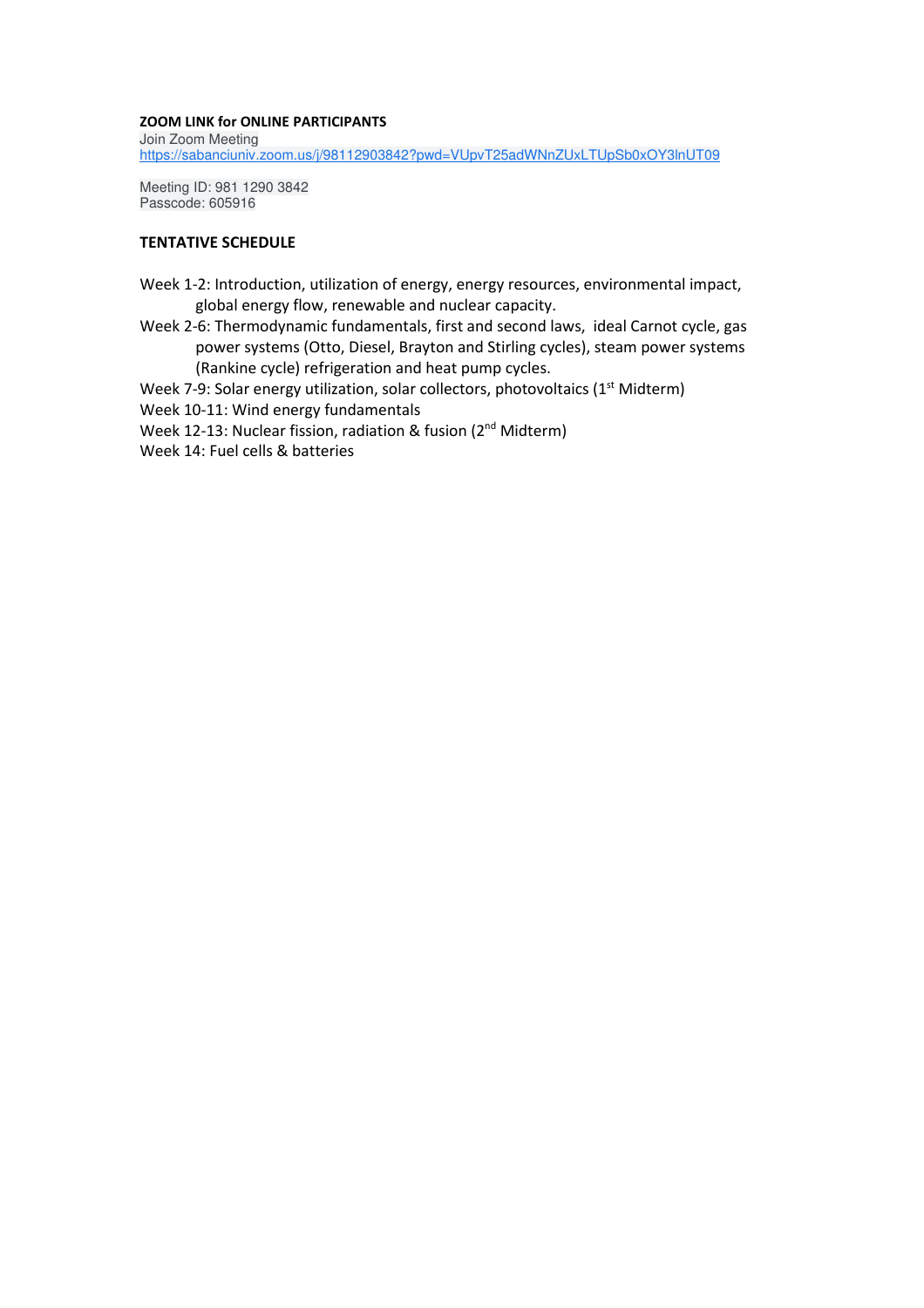**ZOOM LINK for ONLINE PARTICIPANTS**

Join Zoom Meeting

https://sabanciuniv.zoom.us/j/98112903842?pwd=VUpvT25adWNnZUxLTUpSb0xOY3lnUT09

Meeting ID: 981 1290 3842

Passcode: 605916

**TENTATIVE SCHEDULE**

Week 1-2: Introduction, utilization of energy, energy resources, environmental impact, global energy flow, renewable and nuclear capacity.

Week 2-6: Thermodynamic fundamentals, first and second laws, ideal Carnot cycle, gas power systems (Otto, Diesel, Brayton and Stirling cycles), steam power systems (Rankine cycle) refrigeration and heat pump cycles.

Week 7-9: Solar energy utilization, solar collectors, photovoltaics (1st Midterm)

Week 10-11: Wind energy fundamentals

Week 12-13: Nuclear fission, radiation & fusion (2nd Midterm)

Week 14: Fuel cells & batteries